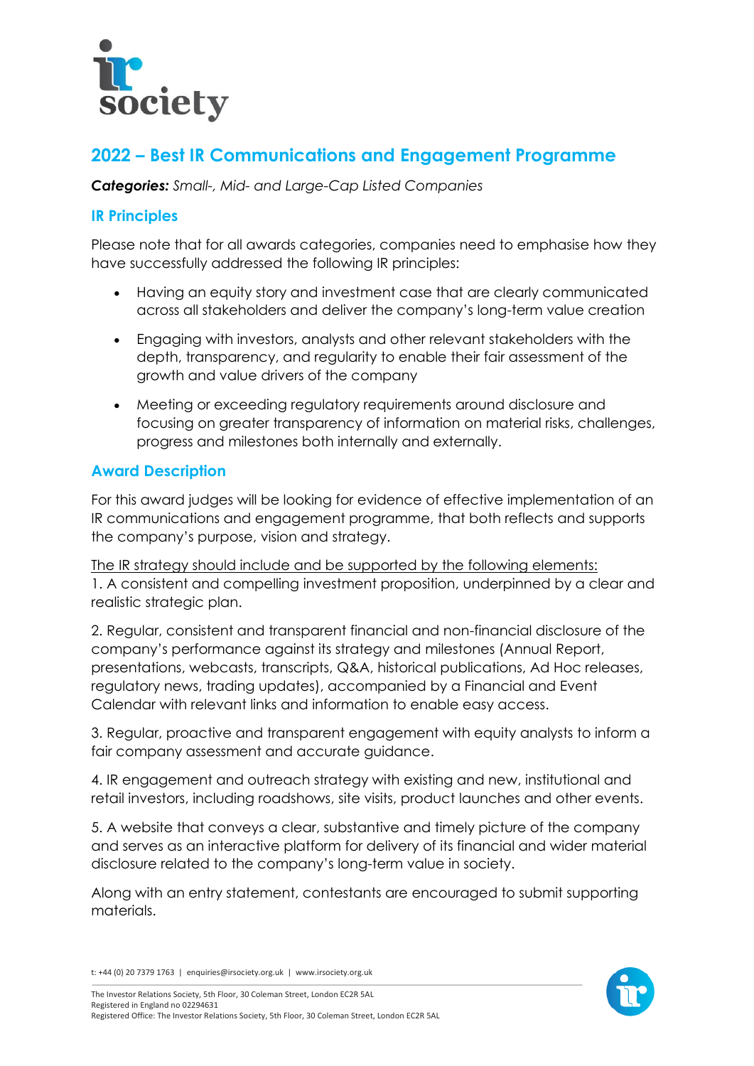# 2022 – Best IR Communications and Engagement Programme

***Categories:*** *Small-, Mid- and Large-Cap Listed Companies*

## IR Principles

Please note that for all awards categories, companies need to emphasise how they have successfully addressed the following IR principles:

- Having an equity story and investment case that are clearly communicated across all stakeholders and deliver the company's long-term value creation
- Engaging with investors, analysts and other relevant stakeholders with the depth, transparency, and regularity to enable their fair assessment of the growth and value drivers of the company
- Meeting or exceeding regulatory requirements around disclosure and focusing on greater transparency of information on material risks, challenges, progress and milestones both internally and externally.

## Award Description

For this award judges will be looking for evidence of effective implementation of an IR communications and engagement programme, that both reflects and supports the company's purpose, vision and strategy.

<u>The IR strategy should include and be supported by the following elements:</u>

1. A consistent and compelling investment proposition, underpinned by a clear and realistic strategic plan.

2. Regular, consistent and transparent financial and non-financial disclosure of the company's performance against its strategy and milestones (Annual Report, presentations, webcasts, transcripts, Q&A, historical publications, Ad Hoc releases, regulatory news, trading updates), accompanied by a Financial and Event Calendar with relevant links and information to enable easy access.

3. Regular, proactive and transparent engagement with equity analysts to inform a fair company assessment and accurate guidance.

4. IR engagement and outreach strategy with existing and new, institutional and retail investors, including roadshows, site visits, product launches and other events.

5. A website that conveys a clear, substantive and timely picture of the company and serves as an interactive platform for delivery of its financial and wider material disclosure related to the company's long-term value in society.

Along with an entry statement, contestants are encouraged to submit supporting materials.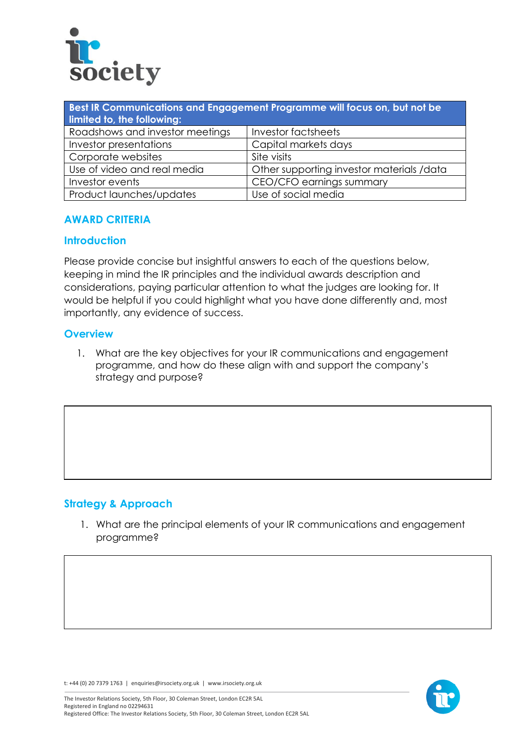| Best IR Communications and Engagement Programme will focus on, but not be limited to, the following: | |
|---|---|
| Roadshows and investor meetings | Investor factsheets |
| Investor presentations | Capital markets days |
| Corporate websites | Site visits |
| Use of video and real media | Other supporting investor materials /data |
| Investor events | CEO/CFO earnings summary |
| Product launches/updates | Use of social media |

## AWARD CRITERIA

### Introduction

Please provide concise but insightful answers to each of the questions below, keeping in mind the IR principles and the individual awards description and considerations, paying particular attention to what the judges are looking for. It would be helpful if you could highlight what you have done differently and, most importantly, any evidence of success.

### Overview

1. What are the key objectives for your IR communications and engagement programme, and how do these align with and support the company's strategy and purpose?

### Strategy & Approach

1. What are the principal elements of your IR communications and engagement programme?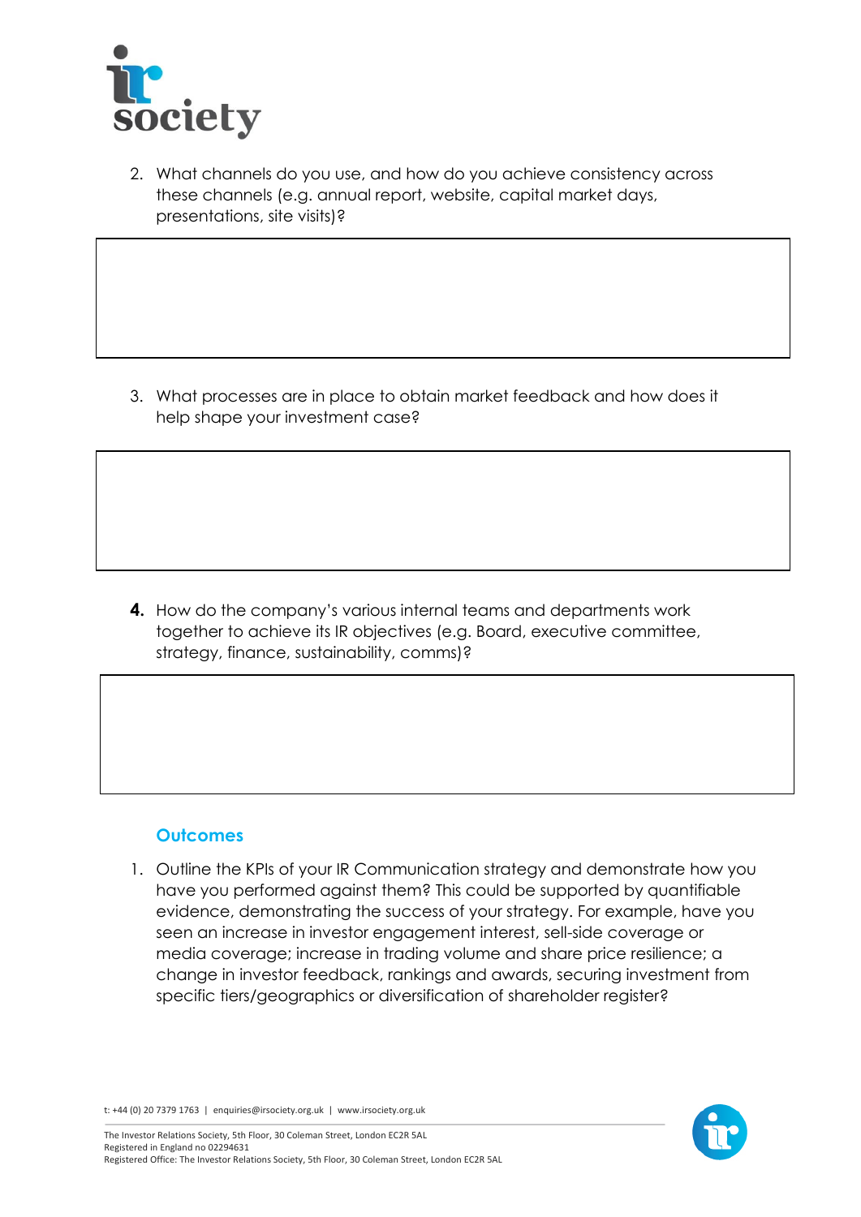2. What channels do you use, and how do you achieve consistency across these channels (e.g. annual report, website, capital market days, presentations, site visits)?

3. What processes are in place to obtain market feedback and how does it help shape your investment case?

4. How do the company's various internal teams and departments work together to achieve its IR objectives (e.g. Board, executive committee, strategy, finance, sustainability, comms)?

### Outcomes

1. Outline the KPIs of your IR Communication strategy and demonstrate how you have you performed against them? This could be supported by quantifiable evidence, demonstrating the success of your strategy. For example, have you seen an increase in investor engagement interest, sell-side coverage or media coverage; increase in trading volume and share price resilience; a change in investor feedback, rankings and awards, securing investment from specific tiers/geographics or diversification of shareholder register?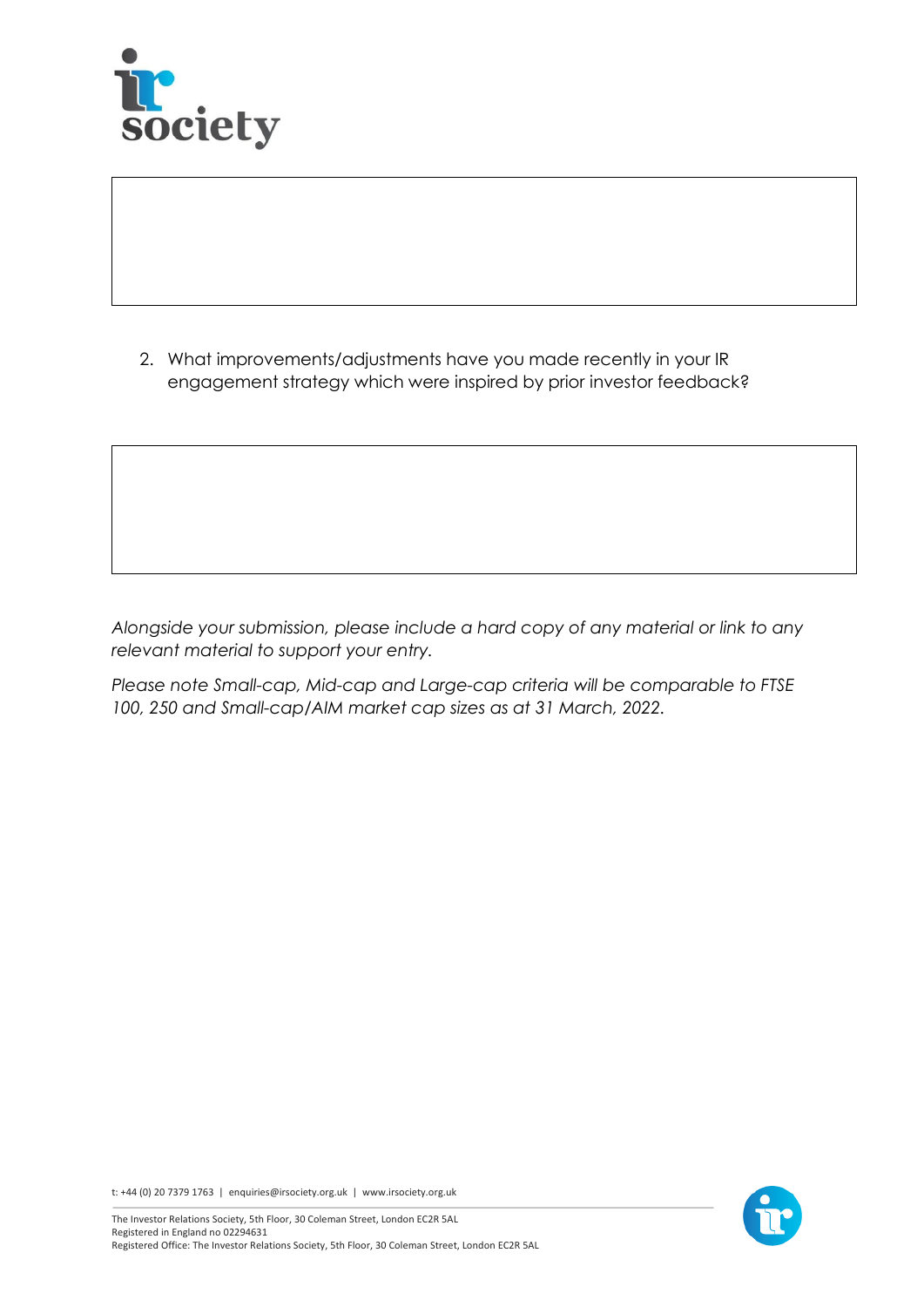2. What improvements/adjustments have you made recently in your IR engagement strategy which were inspired by prior investor feedback?

*Alongside your submission, please include a hard copy of any material or link to any relevant material to support your entry.*

*Please note Small-cap, Mid-cap and Large-cap criteria will be comparable to FTSE 100, 250 and Small-cap/AIM market cap sizes as at 31 March, 2022.*

t: +44 (0) 20 7379 1763 | enquiries@irsociety.org.uk | www.irsociety.org.uk

The Investor Relations Society, 5th Floor, 30 Coleman Street, London EC2R 5AL
Registered in England no 02294631
Registered Office: The Investor Relations Society, 5th Floor, 30 Coleman Street, London EC2R 5AL